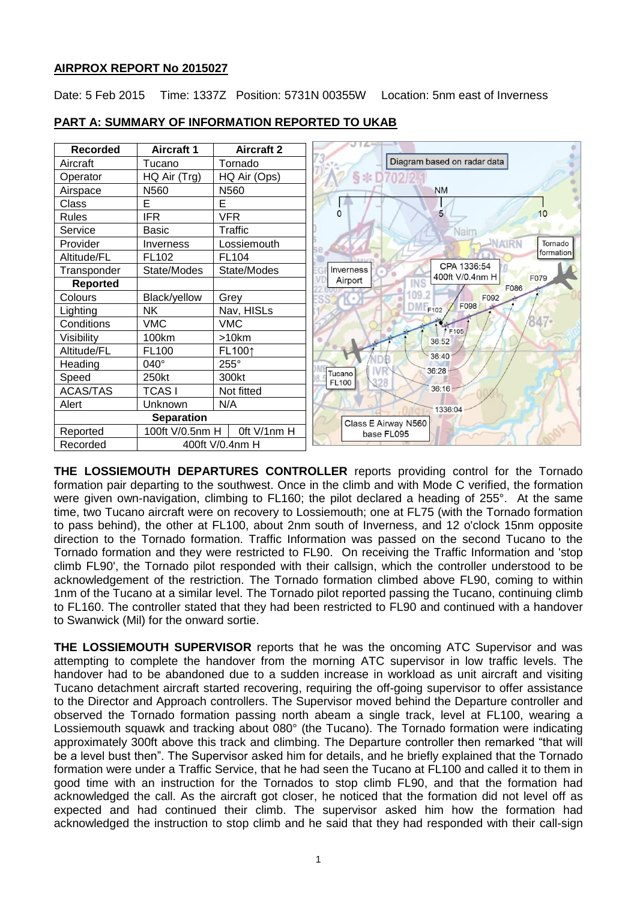## AIRPROX REPORT No 2015027

Date: 5 Feb 2015 Time: 1337Z Position: 5731N 00355W Location: 5nm east of Inverness

## PART A: SUMMARY OF INFORMATION REPORTED TO UKAB

| Recorded | Aircraft 1 | Aircraft 2 |
|---|---|---|
| Aircraft | Tucano | Tornado |
| Operator | HQ Air (Trg) | HQ Air (Ops) |
| Airspace | N560 | N560 |
| Class | E | E |
| Rules | IFR | VFR |
| Service | Basic | Traffic |
| Provider | Inverness | Lossiemouth |
| Altitude/FL | FL102 | FL104 |
| Transponder | State/Modes | State/Modes |
| **Reported** | | |
| Colours | Black/yellow | Grey |
| Lighting | NK | Nav, HISLs |
| Conditions | VMC | VMC |
| Visibility | 100km | >10km |
| Altitude/FL | FL100 | FL100↑ |
| Heading | 040° | 255° |
| Speed | 250kt | 300kt |
| ACAS/TAS | TCAS I | Not fitted |
| Alert | Unknown | N/A |
| **Separation** | | |
| Reported | 100ft V/0.5nm H | 0ft V/1nm H |
| Recorded | 400ft V/0.4nm H | |

**THE LOSSIEMOUTH DEPARTURES CONTROLLER** reports providing control for the Tornado formation pair departing to the southwest. Once in the climb and with Mode C verified, the formation were given own-navigation, climbing to FL160; the pilot declared a heading of 255°. At the same time, two Tucano aircraft were on recovery to Lossiemouth; one at FL75 (with the Tornado formation to pass behind), the other at FL100, about 2nm south of Inverness, and 12 o'clock 15nm opposite direction to the Tornado formation. Traffic Information was passed on the second Tucano to the Tornado formation and they were restricted to FL90. On receiving the Traffic Information and 'stop climb FL90', the Tornado pilot responded with their callsign, which the controller understood to be acknowledgement of the restriction. The Tornado formation climbed above FL90, coming to within 1nm of the Tucano at a similar level. The Tornado pilot reported passing the Tucano, continuing climb to FL160. The controller stated that they had been restricted to FL90 and continued with a handover to Swanwick (Mil) for the onward sortie.

**THE LOSSIEMOUTH SUPERVISOR** reports that he was the oncoming ATC Supervisor and was attempting to complete the handover from the morning ATC supervisor in low traffic levels. The handover had to be abandoned due to a sudden increase in workload as unit aircraft and visiting Tucano detachment aircraft started recovering, requiring the off-going supervisor to offer assistance to the Director and Approach controllers. The Supervisor moved behind the Departure controller and observed the Tornado formation passing north abeam a single track, level at FL100, wearing a Lossiemouth squawk and tracking about 080° (the Tucano). The Tornado formation were indicating approximately 300ft above this track and climbing. The Departure controller then remarked "that will be a level bust then". The Supervisor asked him for details, and he briefly explained that the Tornado formation were under a Traffic Service, that he had seen the Tucano at FL100 and called it to them in good time with an instruction for the Tornados to stop climb FL90, and that the formation had acknowledged the call. As the aircraft got closer, he noticed that the formation did not level off as expected and had continued their climb. The supervisor asked him how the formation had acknowledged the instruction to stop climb and he said that they had responded with their call-sign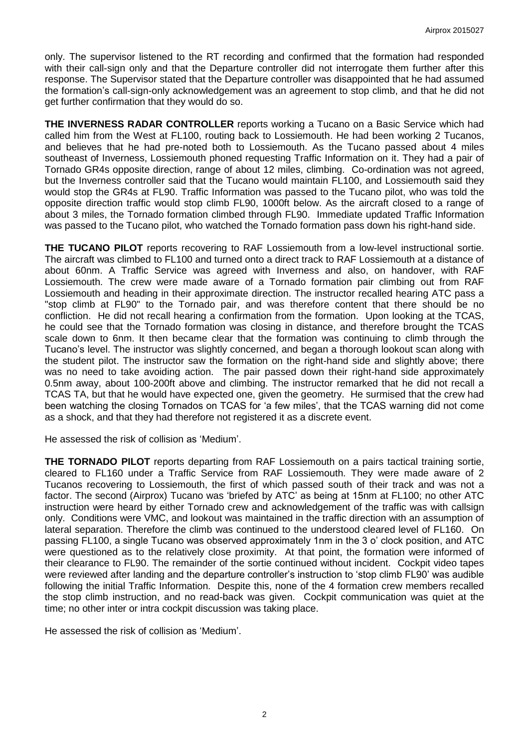only. The supervisor listened to the RT recording and confirmed that the formation had responded with their call-sign only and that the Departure controller did not interrogate them further after this response. The Supervisor stated that the Departure controller was disappointed that he had assumed the formation's call-sign-only acknowledgement was an agreement to stop climb, and that he did not get further confirmation that they would do so.

**THE INVERNESS RADAR CONTROLLER** reports working a Tucano on a Basic Service which had called him from the West at FL100, routing back to Lossiemouth. He had been working 2 Tucanos, and believes that he had pre-noted both to Lossiemouth. As the Tucano passed about 4 miles southeast of Inverness, Lossiemouth phoned requesting Traffic Information on it. They had a pair of Tornado GR4s opposite direction, range of about 12 miles, climbing. Co-ordination was not agreed, but the Inverness controller said that the Tucano would maintain FL100, and Lossiemouth said they would stop the GR4s at FL90. Traffic Information was passed to the Tucano pilot, who was told the opposite direction traffic would stop climb FL90, 1000ft below. As the aircraft closed to a range of about 3 miles, the Tornado formation climbed through FL90. Immediate updated Traffic Information was passed to the Tucano pilot, who watched the Tornado formation pass down his right-hand side.

**THE TUCANO PILOT** reports recovering to RAF Lossiemouth from a low-level instructional sortie. The aircraft was climbed to FL100 and turned onto a direct track to RAF Lossiemouth at a distance of about 60nm. A Traffic Service was agreed with Inverness and also, on handover, with RAF Lossiemouth. The crew were made aware of a Tornado formation pair climbing out from RAF Lossiemouth and heading in their approximate direction. The instructor recalled hearing ATC pass a "stop climb at FL90" to the Tornado pair, and was therefore content that there should be no confliction. He did not recall hearing a confirmation from the formation. Upon looking at the TCAS, he could see that the Tornado formation was closing in distance, and therefore brought the TCAS scale down to 6nm. It then became clear that the formation was continuing to climb through the Tucano's level. The instructor was slightly concerned, and began a thorough lookout scan along with the student pilot. The instructor saw the formation on the right-hand side and slightly above; there was no need to take avoiding action. The pair passed down their right-hand side approximately 0.5nm away, about 100-200ft above and climbing. The instructor remarked that he did not recall a TCAS TA, but that he would have expected one, given the geometry. He surmised that the crew had been watching the closing Tornados on TCAS for 'a few miles', that the TCAS warning did not come as a shock, and that they had therefore not registered it as a discrete event.

He assessed the risk of collision as 'Medium'.

**THE TORNADO PILOT** reports departing from RAF Lossiemouth on a pairs tactical training sortie, cleared to FL160 under a Traffic Service from RAF Lossiemouth. They were made aware of 2 Tucanos recovering to Lossiemouth, the first of which passed south of their track and was not a factor. The second (Airprox) Tucano was 'briefed by ATC' as being at 15nm at FL100; no other ATC instruction were heard by either Tornado crew and acknowledgement of the traffic was with callsign only. Conditions were VMC, and lookout was maintained in the traffic direction with an assumption of lateral separation. Therefore the climb was continued to the understood cleared level of FL160. On passing FL100, a single Tucano was observed approximately 1nm in the 3 o' clock position, and ATC were questioned as to the relatively close proximity. At that point, the formation were informed of their clearance to FL90. The remainder of the sortie continued without incident. Cockpit video tapes were reviewed after landing and the departure controller's instruction to 'stop climb FL90' was audible following the initial Traffic Information. Despite this, none of the 4 formation crew members recalled the stop climb instruction, and no read-back was given. Cockpit communication was quiet at the time; no other inter or intra cockpit discussion was taking place.

He assessed the risk of collision as 'Medium'.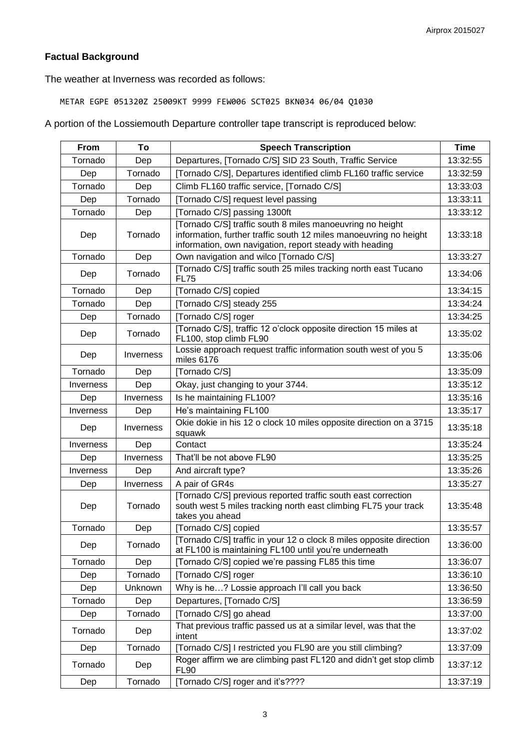## Factual Background

The weather at Inverness was recorded as follows:

```
METAR EGPE 051320Z 25009KT 9999 FEW006 SCT025 BKN034 06/04 Q1030
```

A portion of the Lossiemouth Departure controller tape transcript is reproduced below:

| From | To | Speech Transcription | Time |
|---|---|---|---|
| Tornado | Dep | Departures, [Tornado C/S] SID 23 South, Traffic Service | 13:32:55 |
| Dep | Tornado | [Tornado C/S], Departures identified climb FL160 traffic service | 13:32:59 |
| Tornado | Dep | Climb FL160 traffic service, [Tornado C/S] | 13:33:03 |
| Dep | Tornado | [Tornado C/S] request level passing | 13:33:11 |
| Tornado | Dep | [Tornado C/S] passing 1300ft | 13:33:12 |
| Dep | Tornado | [Tornado C/S] traffic south 8 miles manoeuvring no height information, further traffic south 12 miles manoeuvring no height information, own navigation, report steady with heading | 13:33:18 |
| Tornado | Dep | Own navigation and wilco [Tornado C/S] | 13:33:27 |
| Dep | Tornado | [Tornado C/S] traffic south 25 miles tracking north east Tucano FL75 | 13:34:06 |
| Tornado | Dep | [Tornado C/S] copied | 13:34:15 |
| Tornado | Dep | [Tornado C/S] steady 255 | 13:34:24 |
| Dep | Tornado | [Tornado C/S] roger | 13:34:25 |
| Dep | Tornado | [Tornado C/S], traffic 12 o'clock opposite direction 15 miles at FL100, stop climb FL90 | 13:35:02 |
| Dep | Inverness | Lossie approach request traffic information south west of you 5 miles 6176 | 13:35:06 |
| Tornado | Dep | [Tornado C/S] | 13:35:09 |
| Inverness | Dep | Okay, just changing to your 3744. | 13:35:12 |
| Dep | Inverness | Is he maintaining FL100? | 13:35:16 |
| Inverness | Dep | He's maintaining FL100 | 13:35:17 |
| Dep | Inverness | Okie dokie in his 12 o clock 10 miles opposite direction on a 3715 squawk | 13:35:18 |
| Inverness | Dep | Contact | 13:35:24 |
| Dep | Inverness | That'll be not above FL90 | 13:35:25 |
| Inverness | Dep | And aircraft type? | 13:35:26 |
| Dep | Inverness | A pair of GR4s | 13:35:27 |
| Dep | Tornado | [Tornado C/S] previous reported traffic south east correction south west 5 miles tracking north east climbing FL75 your track takes you ahead | 13:35:48 |
| Tornado | Dep | [Tornado C/S] copied | 13:35:57 |
| Dep | Tornado | [Tornado C/S] traffic in your 12 o clock 8 miles opposite direction at FL100 is maintaining FL100 until you're underneath | 13:36:00 |
| Tornado | Dep | [Tornado C/S] copied we're passing FL85 this time | 13:36:07 |
| Dep | Tornado | [Tornado C/S] roger | 13:36:10 |
| Dep | Unknown | Why is he…? Lossie approach I'll call you back | 13:36:50 |
| Tornado | Dep | Departures, [Tornado C/S] | 13:36:59 |
| Dep | Tornado | [Tornado C/S] go ahead | 13:37:00 |
| Tornado | Dep | That previous traffic passed us at a similar level, was that the intent | 13:37:02 |
| Dep | Tornado | [Tornado C/S] I restricted you FL90 are you still climbing? | 13:37:09 |
| Tornado | Dep | Roger affirm we are climbing past FL120 and didn't get stop climb FL90 | 13:37:12 |
| Dep | Tornado | [Tornado C/S] roger and it's???? | 13:37:19 |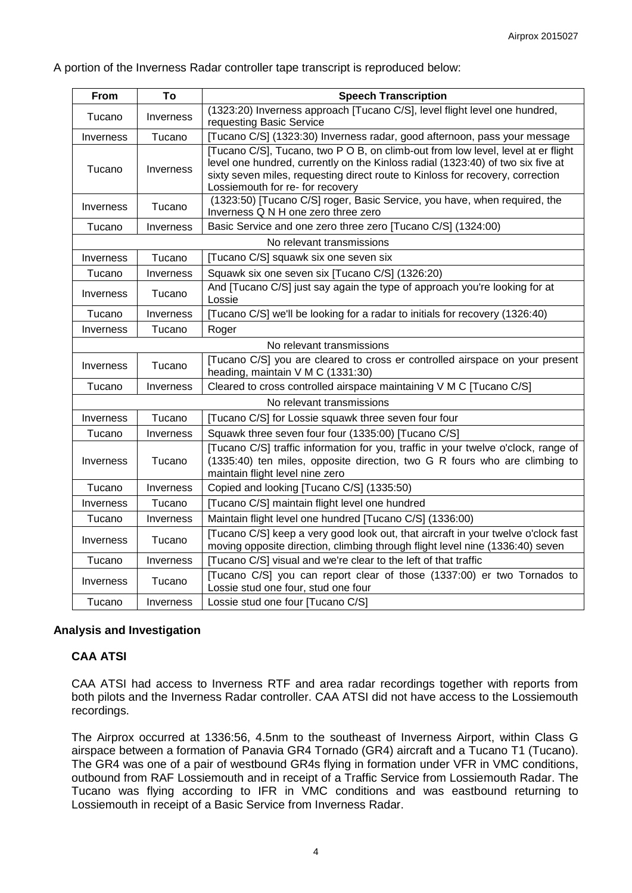A portion of the Inverness Radar controller tape transcript is reproduced below:

| From | To | Speech Transcription |
|---|---|---|
| Tucano | Inverness | (1323:20) Inverness approach [Tucano C/S], level flight level one hundred, requesting Basic Service |
| Inverness | Tucano | [Tucano C/S] (1323:30) Inverness radar, good afternoon, pass your message |
| Tucano | Inverness | [Tucano C/S], Tucano, two P O B, on climb-out from low level, level at er flight level one hundred, currently on the Kinloss radial (1323:40) of two six five at sixty seven miles, requesting direct route to Kinloss for recovery, correction Lossiemouth for re- for recovery |
| Inverness | Tucano | (1323:50) [Tucano C/S] roger, Basic Service, you have, when required, the Inverness Q N H one zero three zero |
| Tucano | Inverness | Basic Service and one zero three zero [Tucano C/S] (1324:00) |
| | | No relevant transmissions |
| Inverness | Tucano | [Tucano C/S] squawk six one seven six |
| Tucano | Inverness | Squawk six one seven six [Tucano C/S] (1326:20) |
| Inverness | Tucano | And [Tucano C/S] just say again the type of approach you're looking for at Lossie |
| Tucano | Inverness | [Tucano C/S] we'll be looking for a radar to initials for recovery (1326:40) |
| Inverness | Tucano | Roger |
| | | No relevant transmissions |
| Inverness | Tucano | [Tucano C/S] you are cleared to cross er controlled airspace on your present heading, maintain V M C (1331:30) |
| Tucano | Inverness | Cleared to cross controlled airspace maintaining V M C [Tucano C/S] |
| | | No relevant transmissions |
| Inverness | Tucano | [Tucano C/S] for Lossie squawk three seven four four |
| Tucano | Inverness | Squawk three seven four four (1335:00) [Tucano C/S] |
| Inverness | Tucano | [Tucano C/S] traffic information for you, traffic in your twelve o'clock, range of (1335:40) ten miles, opposite direction, two G R fours who are climbing to maintain flight level nine zero |
| Tucano | Inverness | Copied and looking [Tucano C/S] (1335:50) |
| Inverness | Tucano | [Tucano C/S] maintain flight level one hundred |
| Tucano | Inverness | Maintain flight level one hundred [Tucano C/S] (1336:00) |
| Inverness | Tucano | [Tucano C/S] keep a very good look out, that aircraft in your twelve o'clock fast moving opposite direction, climbing through flight level nine (1336:40) seven |
| Tucano | Inverness | [Tucano C/S] visual and we're clear to the left of that traffic |
| Inverness | Tucano | [Tucano C/S] you can report clear of those (1337:00) er two Tornados to Lossie stud one four, stud one four |
| Tucano | Inverness | Lossie stud one four [Tucano C/S] |

## Analysis and Investigation

### CAA ATSI

CAA ATSI had access to Inverness RTF and area radar recordings together with reports from both pilots and the Inverness Radar controller. CAA ATSI did not have access to the Lossiemouth recordings.

The Airprox occurred at 1336:56, 4.5nm to the southeast of Inverness Airport, within Class G airspace between a formation of Panavia GR4 Tornado (GR4) aircraft and a Tucano T1 (Tucano). The GR4 was one of a pair of westbound GR4s flying in formation under VFR in VMC conditions, outbound from RAF Lossiemouth and in receipt of a Traffic Service from Lossiemouth Radar. The Tucano was flying according to IFR in VMC conditions and was eastbound returning to Lossiemouth in receipt of a Basic Service from Inverness Radar.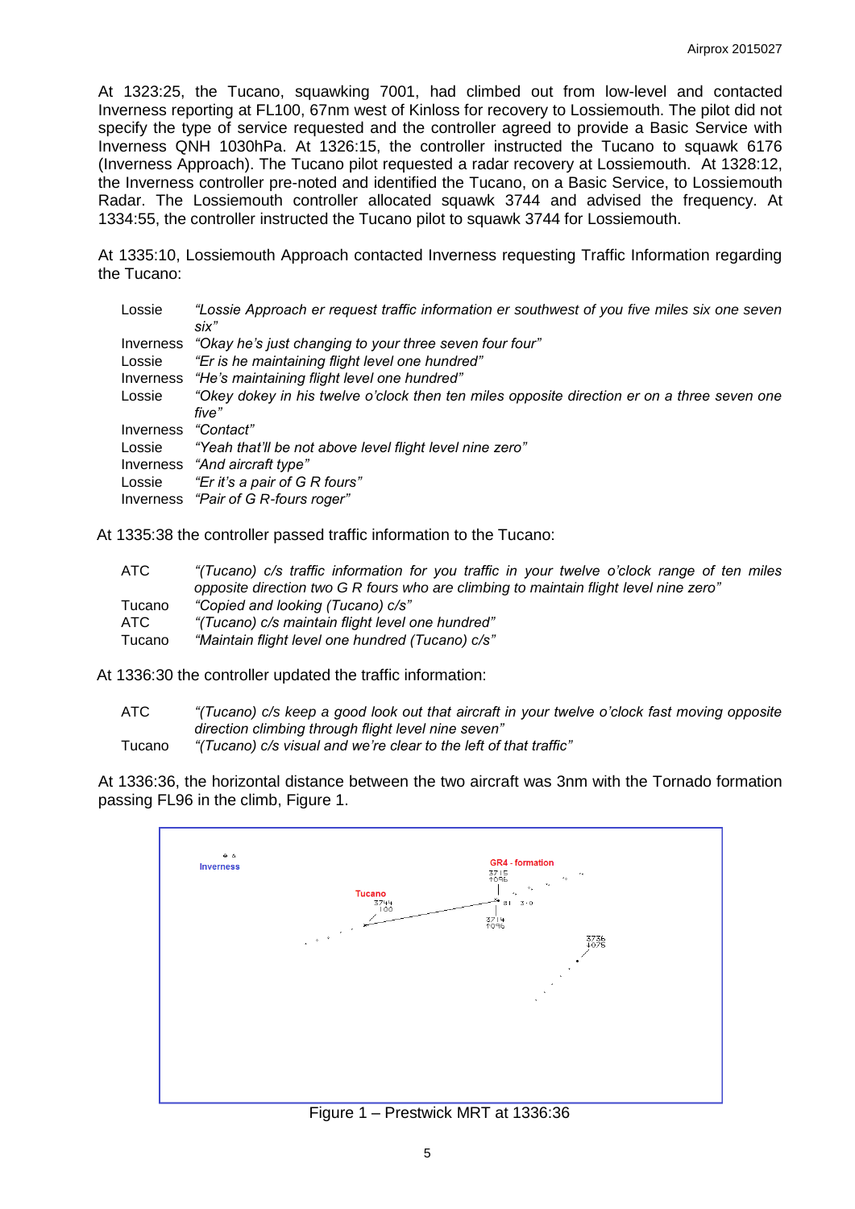At 1323:25, the Tucano, squawking 7001, had climbed out from low-level and contacted Inverness reporting at FL100, 67nm west of Kinloss for recovery to Lossiemouth. The pilot did not specify the type of service requested and the controller agreed to provide a Basic Service with Inverness QNH 1030hPa. At 1326:15, the controller instructed the Tucano to squawk 6176 (Inverness Approach). The Tucano pilot requested a radar recovery at Lossiemouth. At 1328:12, the Inverness controller pre-noted and identified the Tucano, on a Basic Service, to Lossiemouth Radar. The Lossiemouth controller allocated squawk 3744 and advised the frequency. At 1334:55, the controller instructed the Tucano pilot to squawk 3744 for Lossiemouth.

At 1335:10, Lossiemouth Approach contacted Inverness requesting Traffic Information regarding the Tucano:

| | |
|---|---|
| Lossie | *"Lossie Approach er request traffic information er southwest of you five miles six one seven six"* |
| Inverness | *"Okay he's just changing to your three seven four four"* |
| Lossie | *"Er is he maintaining flight level one hundred"* |
| Inverness | *"He's maintaining flight level one hundred"* |
| Lossie | *"Okey dokey in his twelve o'clock then ten miles opposite direction er on a three seven one five"* |
| Inverness | *"Contact"* |
| Lossie | *"Yeah that'll be not above level flight level nine zero"* |
| Inverness | *"And aircraft type"* |
| Lossie | *"Er it's a pair of G R fours"* |
| Inverness | *"Pair of G R-fours roger"* |

At 1335:38 the controller passed traffic information to the Tucano:

| | |
|---|---|
| ATC | *"(Tucano) c/s traffic information for you traffic in your twelve o'clock range of ten miles opposite direction two G R fours who are climbing to maintain flight level nine zero"* |
| Tucano | *"Copied and looking (Tucano) c/s"* |
| ATC | *"(Tucano) c/s maintain flight level one hundred"* |
| Tucano | *"Maintain flight level one hundred (Tucano) c/s"* |

At 1336:30 the controller updated the traffic information:

| | |
|---|---|
| ATC | *"(Tucano) c/s keep a good look out that aircraft in your twelve o'clock fast moving opposite direction climbing through flight level nine seven"* |
| Tucano | *"(Tucano) c/s visual and we're clear to the left of that traffic"* |

At 1336:36, the horizontal distance between the two aircraft was 3nm with the Tornado formation passing FL96 in the climb, Figure 1.

Figure 1 – Prestwick MRT at 1336:36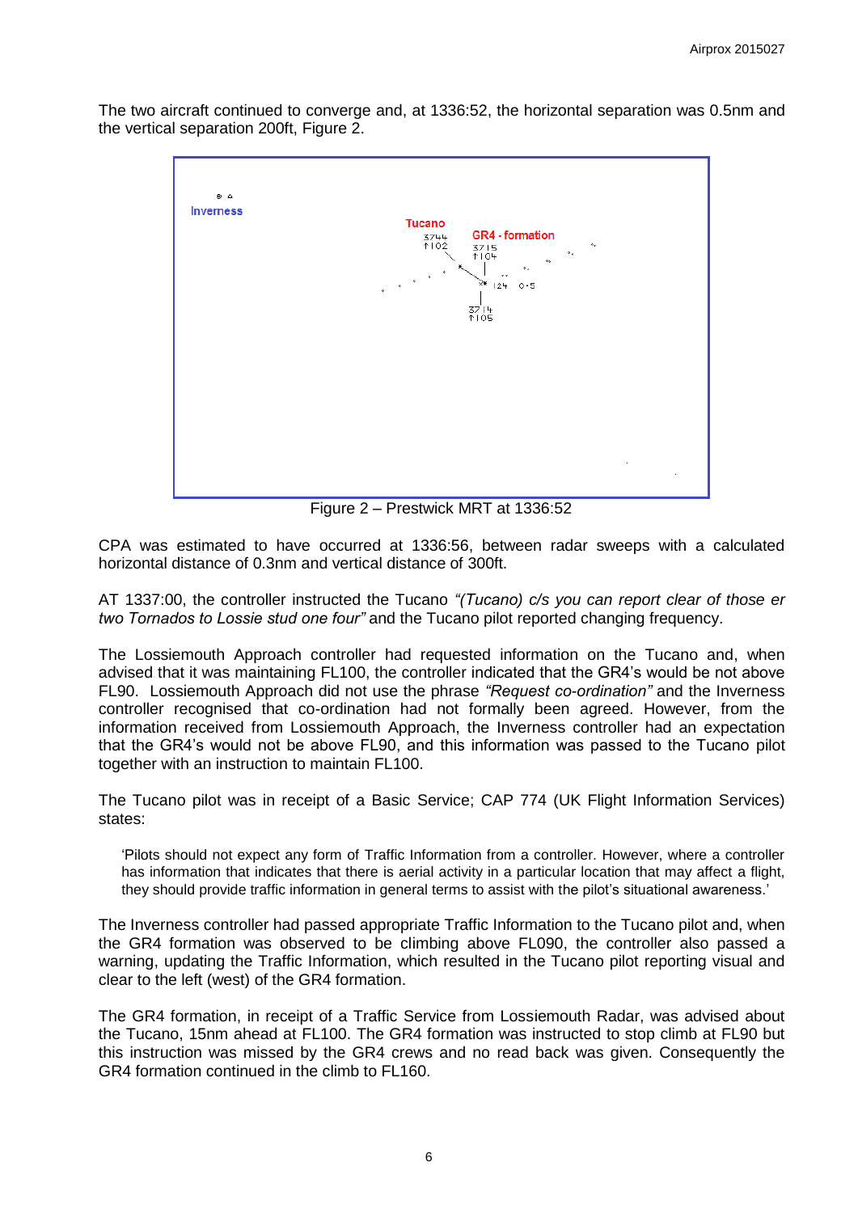The two aircraft continued to converge and, at 1336:52, the horizontal separation was 0.5nm and the vertical separation 200ft, Figure 2.

Figure 2 – Prestwick MRT at 1336:52

CPA was estimated to have occurred at 1336:56, between radar sweeps with a calculated horizontal distance of 0.3nm and vertical distance of 300ft.

AT 1337:00, the controller instructed the Tucano *"(Tucano) c/s you can report clear of those er two Tornados to Lossie stud one four"* and the Tucano pilot reported changing frequency.

The Lossiemouth Approach controller had requested information on the Tucano and, when advised that it was maintaining FL100, the controller indicated that the GR4's would be not above FL90. Lossiemouth Approach did not use the phrase *"Request co-ordination"* and the Inverness controller recognised that co-ordination had not formally been agreed. However, from the information received from Lossiemouth Approach, the Inverness controller had an expectation that the GR4's would not be above FL90, and this information was passed to the Tucano pilot together with an instruction to maintain FL100.

The Tucano pilot was in receipt of a Basic Service; CAP 774 (UK Flight Information Services) states:

> 'Pilots should not expect any form of Traffic Information from a controller. However, where a controller has information that indicates that there is aerial activity in a particular location that may affect a flight, they should provide traffic information in general terms to assist with the pilot's situational awareness.'

The Inverness controller had passed appropriate Traffic Information to the Tucano pilot and, when the GR4 formation was observed to be climbing above FL090, the controller also passed a warning, updating the Traffic Information, which resulted in the Tucano pilot reporting visual and clear to the left (west) of the GR4 formation.

The GR4 formation, in receipt of a Traffic Service from Lossiemouth Radar, was advised about the Tucano, 15nm ahead at FL100. The GR4 formation was instructed to stop climb at FL90 but this instruction was missed by the GR4 crews and no read back was given. Consequently the GR4 formation continued in the climb to FL160.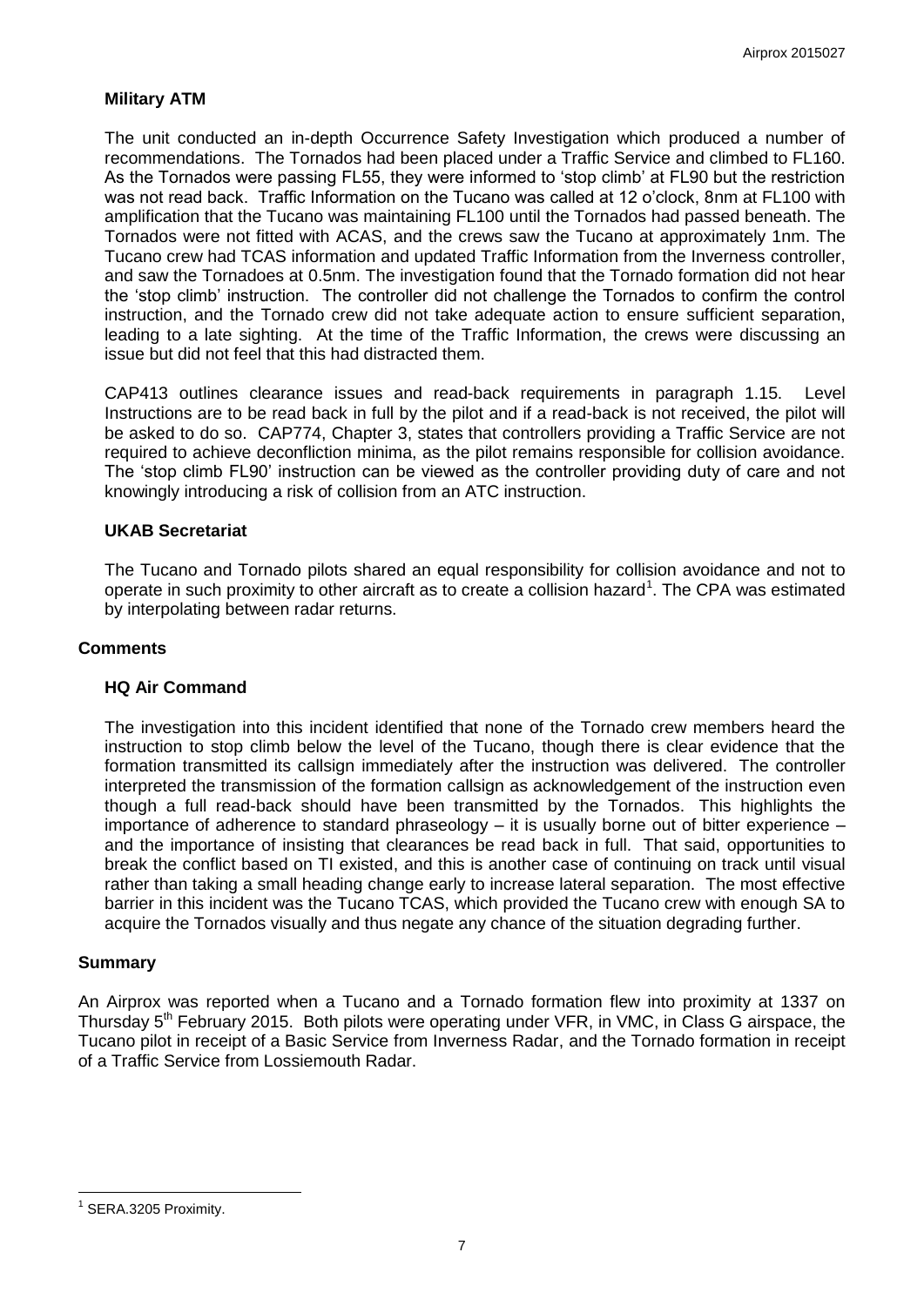### Military ATM

The unit conducted an in-depth Occurrence Safety Investigation which produced a number of recommendations. The Tornados had been placed under a Traffic Service and climbed to FL160. As the Tornados were passing FL55, they were informed to 'stop climb' at FL90 but the restriction was not read back. Traffic Information on the Tucano was called at 12 o'clock, 8nm at FL100 with amplification that the Tucano was maintaining FL100 until the Tornados had passed beneath. The Tornados were not fitted with ACAS, and the crews saw the Tucano at approximately 1nm. The Tucano crew had TCAS information and updated Traffic Information from the Inverness controller, and saw the Tornadoes at 0.5nm. The investigation found that the Tornado formation did not hear the 'stop climb' instruction. The controller did not challenge the Tornados to confirm the control instruction, and the Tornado crew did not take adequate action to ensure sufficient separation, leading to a late sighting. At the time of the Traffic Information, the crews were discussing an issue but did not feel that this had distracted them.

CAP413 outlines clearance issues and read-back requirements in paragraph 1.15. Level Instructions are to be read back in full by the pilot and if a read-back is not received, the pilot will be asked to do so. CAP774, Chapter 3, states that controllers providing a Traffic Service are not required to achieve deconfliction minima, as the pilot remains responsible for collision avoidance. The 'stop climb FL90' instruction can be viewed as the controller providing duty of care and not knowingly introducing a risk of collision from an ATC instruction.

### UKAB Secretariat

The Tucano and Tornado pilots shared an equal responsibility for collision avoidance and not to operate in such proximity to other aircraft as to create a collision hazard[1]. The CPA was estimated by interpolating between radar returns.

## Comments

### HQ Air Command

The investigation into this incident identified that none of the Tornado crew members heard the instruction to stop climb below the level of the Tucano, though there is clear evidence that the formation transmitted its callsign immediately after the instruction was delivered. The controller interpreted the transmission of the formation callsign as acknowledgement of the instruction even though a full read-back should have been transmitted by the Tornados. This highlights the importance of adherence to standard phraseology – it is usually borne out of bitter experience – and the importance of insisting that clearances be read back in full. That said, opportunities to break the conflict based on TI existed, and this is another case of continuing on track until visual rather than taking a small heading change early to increase lateral separation. The most effective barrier in this incident was the Tucano TCAS, which provided the Tucano crew with enough SA to acquire the Tornados visually and thus negate any chance of the situation degrading further.

## Summary

An Airprox was reported when a Tucano and a Tornado formation flew into proximity at 1337 on Thursday 5th February 2015. Both pilots were operating under VFR, in VMC, in Class G airspace, the Tucano pilot in receipt of a Basic Service from Inverness Radar, and the Tornado formation in receipt of a Traffic Service from Lossiemouth Radar.

---

[1] SERA.3205 Proximity.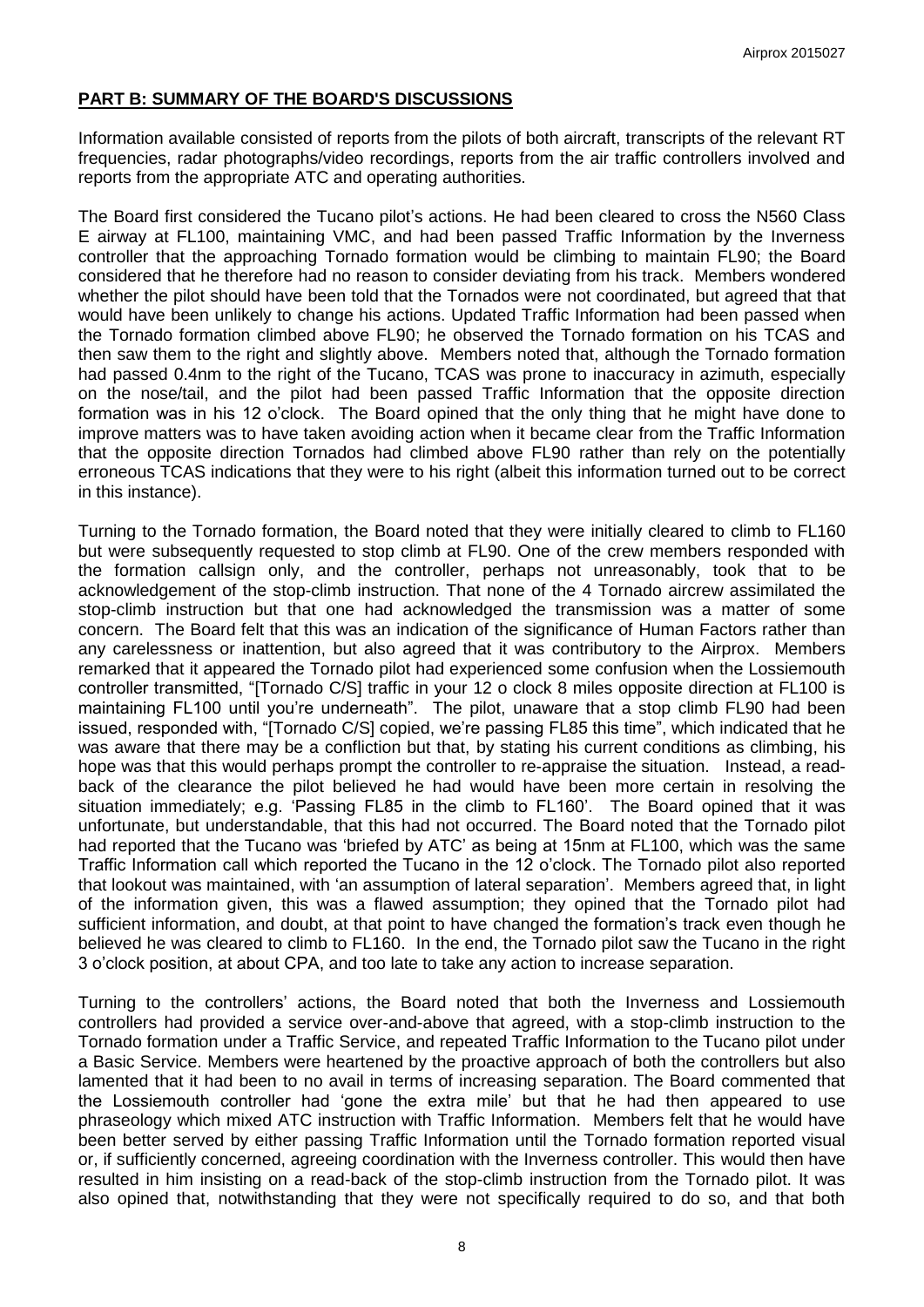## PART B: SUMMARY OF THE BOARD'S DISCUSSIONS

Information available consisted of reports from the pilots of both aircraft, transcripts of the relevant RT frequencies, radar photographs/video recordings, reports from the air traffic controllers involved and reports from the appropriate ATC and operating authorities.

The Board first considered the Tucano pilot's actions. He had been cleared to cross the N560 Class E airway at FL100, maintaining VMC, and had been passed Traffic Information by the Inverness controller that the approaching Tornado formation would be climbing to maintain FL90; the Board considered that he therefore had no reason to consider deviating from his track. Members wondered whether the pilot should have been told that the Tornados were not coordinated, but agreed that that would have been unlikely to change his actions. Updated Traffic Information had been passed when the Tornado formation climbed above FL90; he observed the Tornado formation on his TCAS and then saw them to the right and slightly above. Members noted that, although the Tornado formation had passed 0.4nm to the right of the Tucano, TCAS was prone to inaccuracy in azimuth, especially on the nose/tail, and the pilot had been passed Traffic Information that the opposite direction formation was in his 12 o'clock. The Board opined that the only thing that he might have done to improve matters was to have taken avoiding action when it became clear from the Traffic Information that the opposite direction Tornados had climbed above FL90 rather than rely on the potentially erroneous TCAS indications that they were to his right (albeit this information turned out to be correct in this instance).

Turning to the Tornado formation, the Board noted that they were initially cleared to climb to FL160 but were subsequently requested to stop climb at FL90. One of the crew members responded with the formation callsign only, and the controller, perhaps not unreasonably, took that to be acknowledgement of the stop-climb instruction. That none of the 4 Tornado aircrew assimilated the stop-climb instruction but that one had acknowledged the transmission was a matter of some concern. The Board felt that this was an indication of the significance of Human Factors rather than any carelessness or inattention, but also agreed that it was contributory to the Airprox. Members remarked that it appeared the Tornado pilot had experienced some confusion when the Lossiemouth controller transmitted, "[Tornado C/S] traffic in your 12 o clock 8 miles opposite direction at FL100 is maintaining FL100 until you're underneath". The pilot, unaware that a stop climb FL90 had been issued, responded with, "[Tornado C/S] copied, we're passing FL85 this time", which indicated that he was aware that there may be a confliction but that, by stating his current conditions as climbing, his hope was that this would perhaps prompt the controller to re-appraise the situation. Instead, a read-back of the clearance the pilot believed he had would have been more certain in resolving the situation immediately; e.g. 'Passing FL85 in the climb to FL160'. The Board opined that it was unfortunate, but understandable, that this had not occurred. The Board noted that the Tornado pilot had reported that the Tucano was 'briefed by ATC' as being at 15nm at FL100, which was the same Traffic Information call which reported the Tucano in the 12 o'clock. The Tornado pilot also reported that lookout was maintained, with 'an assumption of lateral separation'. Members agreed that, in light of the information given, this was a flawed assumption; they opined that the Tornado pilot had sufficient information, and doubt, at that point to have changed the formation's track even though he believed he was cleared to climb to FL160. In the end, the Tornado pilot saw the Tucano in the right 3 o'clock position, at about CPA, and too late to take any action to increase separation.

Turning to the controllers' actions, the Board noted that both the Inverness and Lossiemouth controllers had provided a service over-and-above that agreed, with a stop-climb instruction to the Tornado formation under a Traffic Service, and repeated Traffic Information to the Tucano pilot under a Basic Service. Members were heartened by the proactive approach of both the controllers but also lamented that it had been to no avail in terms of increasing separation. The Board commented that the Lossiemouth controller had 'gone the extra mile' but that he had then appeared to use phraseology which mixed ATC instruction with Traffic Information. Members felt that he would have been better served by either passing Traffic Information until the Tornado formation reported visual or, if sufficiently concerned, agreeing coordination with the Inverness controller. This would then have resulted in him insisting on a read-back of the stop-climb instruction from the Tornado pilot. It was also opined that, notwithstanding that they were not specifically required to do so, and that both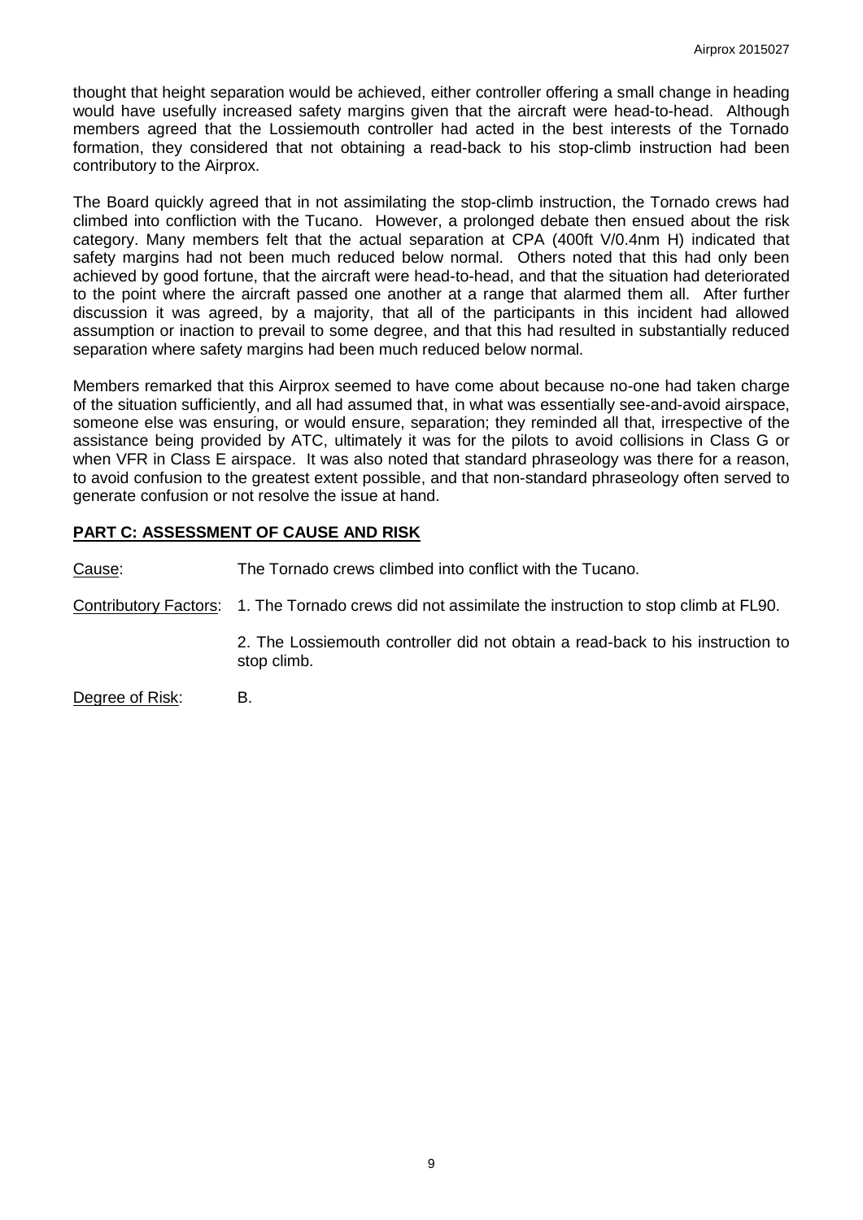thought that height separation would be achieved, either controller offering a small change in heading would have usefully increased safety margins given that the aircraft were head-to-head. Although members agreed that the Lossiemouth controller had acted in the best interests of the Tornado formation, they considered that not obtaining a read-back to his stop-climb instruction had been contributory to the Airprox.

The Board quickly agreed that in not assimilating the stop-climb instruction, the Tornado crews had climbed into confliction with the Tucano. However, a prolonged debate then ensued about the risk category. Many members felt that the actual separation at CPA (400ft V/0.4nm H) indicated that safety margins had not been much reduced below normal. Others noted that this had only been achieved by good fortune, that the aircraft were head-to-head, and that the situation had deteriorated to the point where the aircraft passed one another at a range that alarmed them all. After further discussion it was agreed, by a majority, that all of the participants in this incident had allowed assumption or inaction to prevail to some degree, and that this had resulted in substantially reduced separation where safety margins had been much reduced below normal.

Members remarked that this Airprox seemed to have come about because no-one had taken charge of the situation sufficiently, and all had assumed that, in what was essentially see-and-avoid airspace, someone else was ensuring, or would ensure, separation; they reminded all that, irrespective of the assistance being provided by ATC, ultimately it was for the pilots to avoid collisions in Class G or when VFR in Class E airspace. It was also noted that standard phraseology was there for a reason, to avoid confusion to the greatest extent possible, and that non-standard phraseology often served to generate confusion or not resolve the issue at hand.

## PART C: ASSESSMENT OF CAUSE AND RISK

Cause: The Tornado crews climbed into conflict with the Tucano.

Contributory Factors: 
1. The Tornado crews did not assimilate the instruction to stop climb at FL90.
2. The Lossiemouth controller did not obtain a read-back to his instruction to stop climb.

Degree of Risk: B.